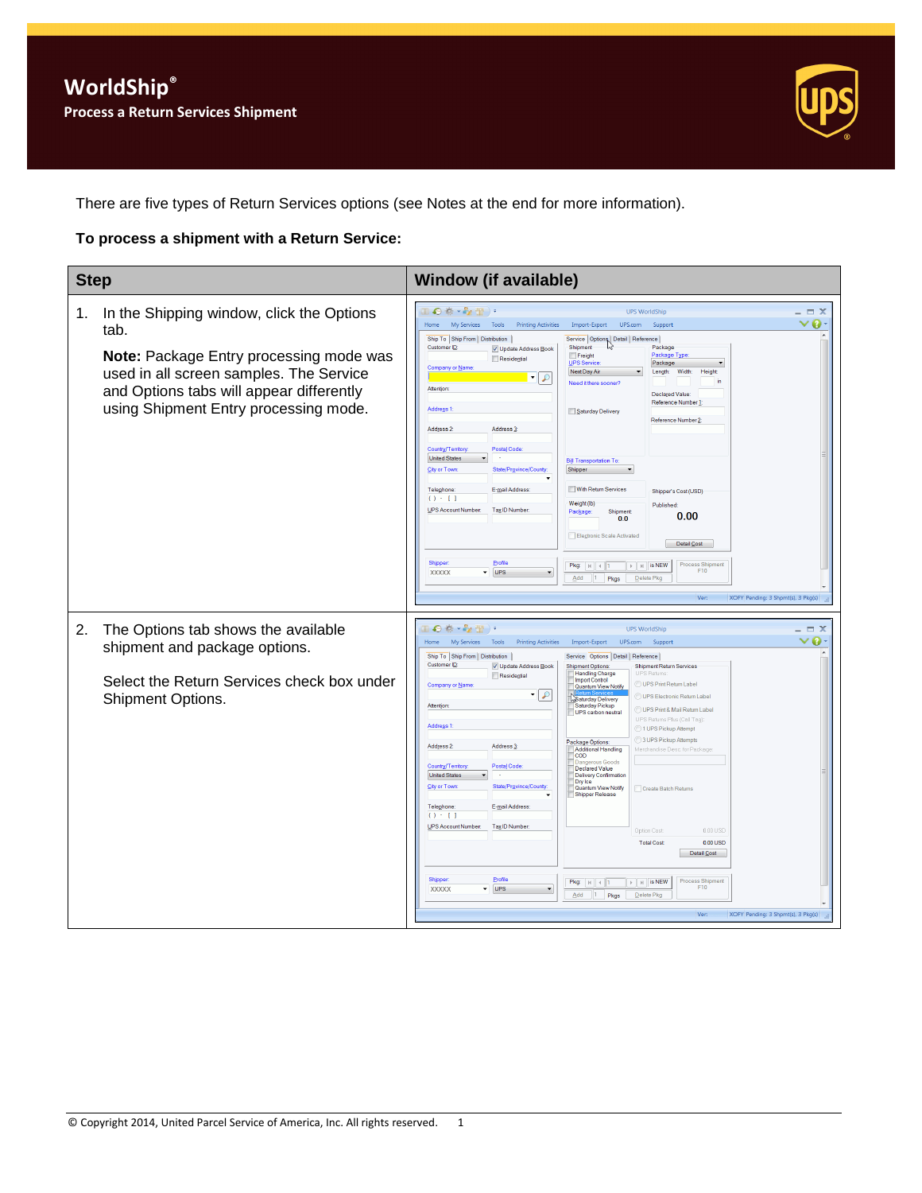# WorldShip®

## Process a Return Services Shipment

There are five types of Return Services options (see Notes at the end for more information).

**To process a shipment with a Return Service:**

| Step | Window (if available) |
|---|---|
| 1. In the Shipping window, click the Options tab.<br><br>**Note:** Package Entry processing mode was used in all screen samples. The Service and Options tabs will appear differently using Shipment Entry processing mode. | |
| 2. The Options tab shows the available shipment and package options.<br><br>Select the Return Services check box under Shipment Options. | |

© Copyright 2014, United Parcel Service of America, Inc. All rights reserved.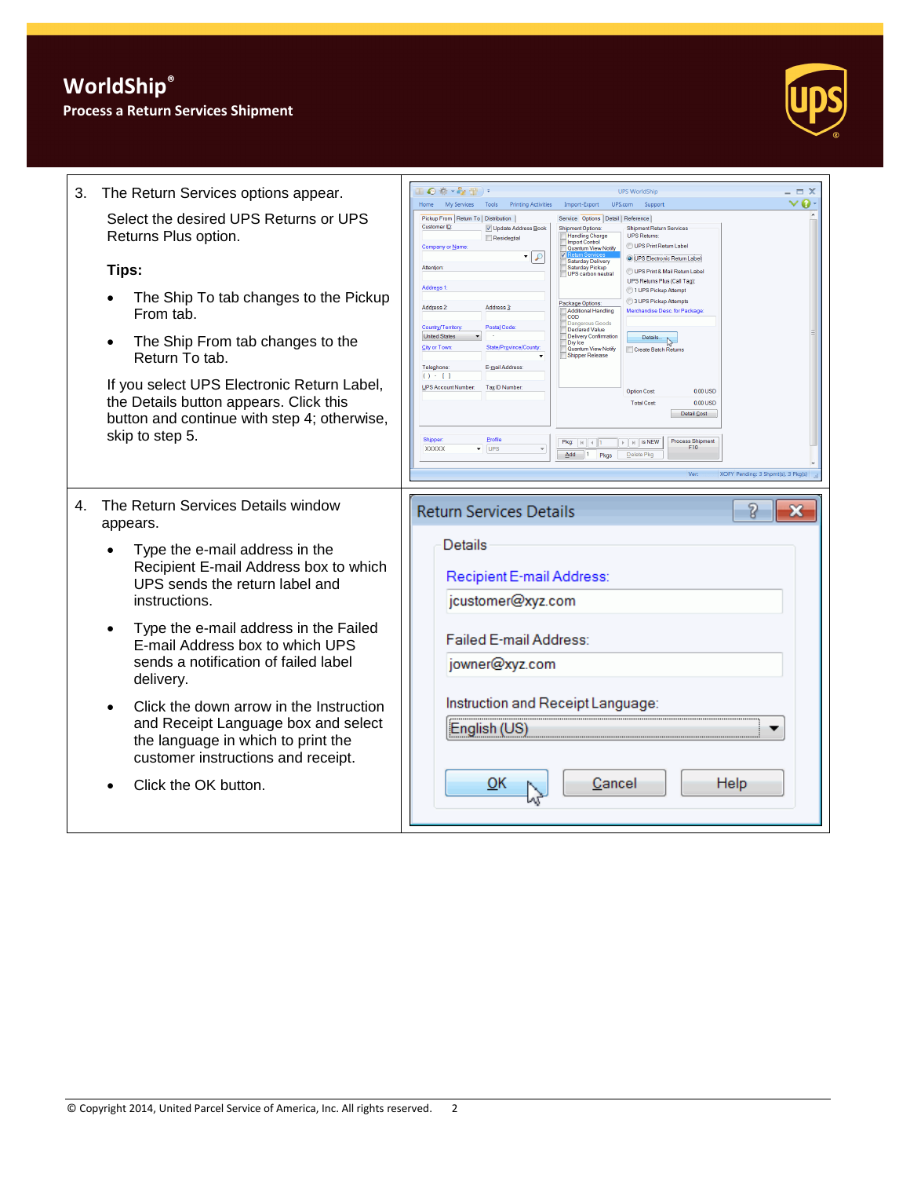# WorldShip®

## Process a Return Services Shipment

3. The Return Services options appear.

   Select the desired UPS Returns or UPS Returns Plus option.

   **Tips:**

   - The Ship To tab changes to the Pickup From tab.
   - The Ship From tab changes to the Return To tab.

   If you select UPS Electronic Return Label, the Details button appears. Click this button and continue with step 4; otherwise, skip to step 5.

4. The Return Services Details window appears.

   - Type the e-mail address in the Recipient E-mail Address box to which UPS sends the return label and instructions.
   - Type the e-mail address in the Failed E-mail Address box to which UPS sends a notification of failed label delivery.
   - Click the down arrow in the Instruction and Receipt Language box and select the language in which to print the customer instructions and receipt.
   - Click the OK button.

© Copyright 2014, United Parcel Service of America, Inc. All rights reserved.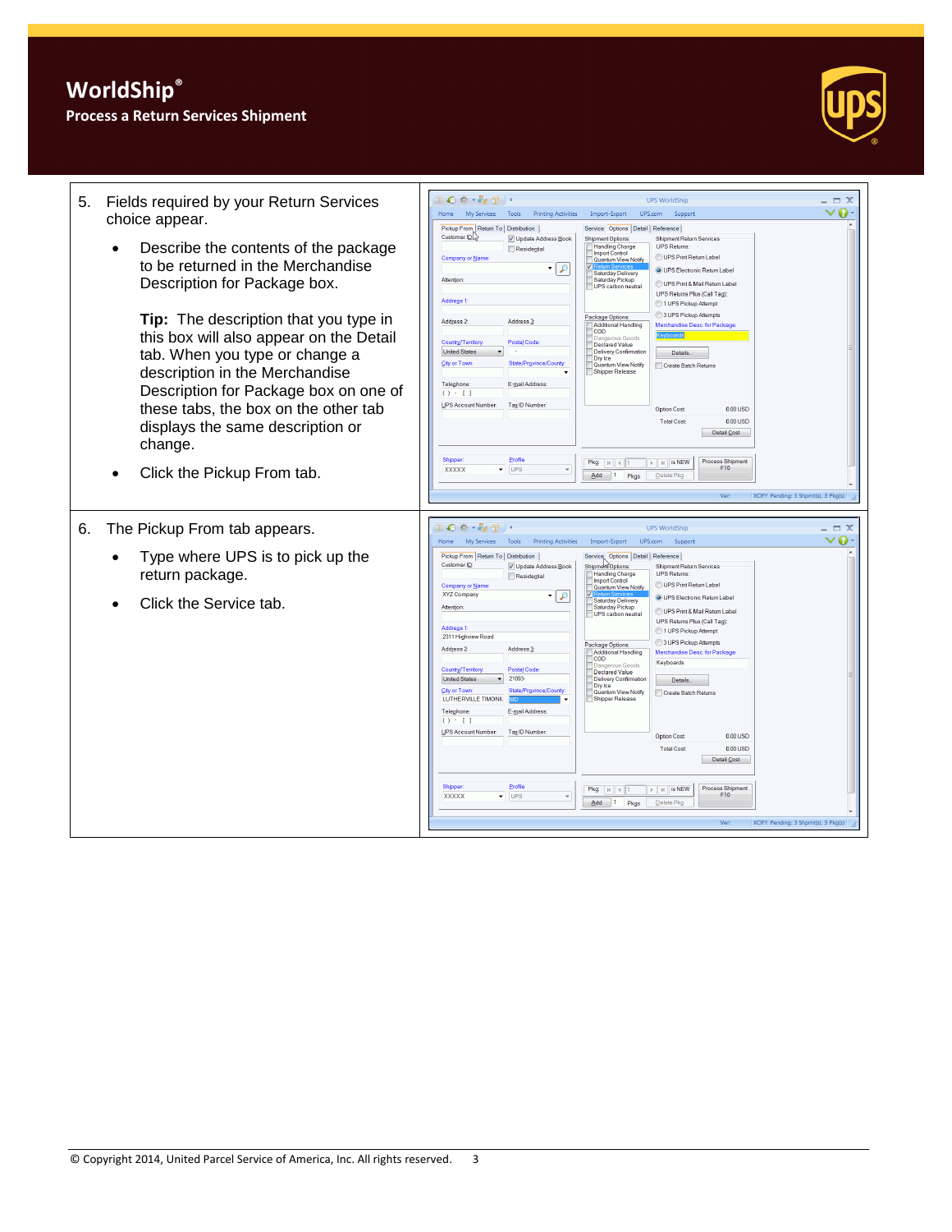5. Fields required by your Return Services choice appear.

   - Describe the contents of the package to be returned in the Merchandise Description for Package box.

     **Tip:** The description that you type in this box will also appear on the Detail tab. When you type or change a description in the Merchandise Description for Package box on one of these tabs, the box on the other tab displays the same description or change.

   - Click the Pickup From tab.

6. The Pickup From tab appears.

   - Type where UPS is to pick up the return package.
   - Click the Service tab.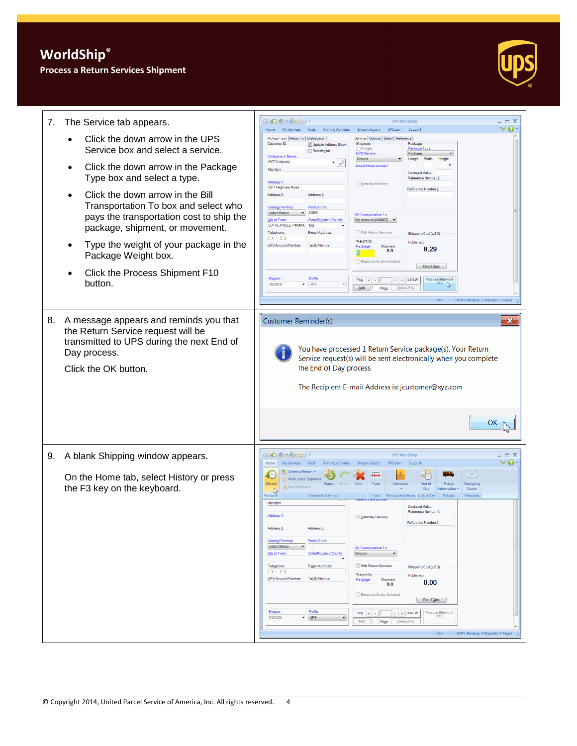# WorldShip®

## Process a Return Services Shipment

7. The Service tab appears.
   - Click the down arrow in the UPS Service box and select a service.
   - Click the down arrow in the Package Type box and select a type.
   - Click the down arrow in the Bill Transportation To box and select who pays the transportation cost to ship the package, shipment, or movement.
   - Type the weight of your package in the Package Weight box.
   - Click the Process Shipment F10 button.

8. A message appears and reminds you that the Return Service request will be transmitted to UPS during the next End of Day process.

   Click the OK button.

   Customer Reminder(s)

   You have processed 1 Return Service package(s). Your Return Service request(s) will be sent electronically when you complete the End of Day process.

   The Recipient E-mail Address is: jcustomer@xyz.com

   OK

9. A blank Shipping window appears.

   On the Home tab, select History or press the F3 key on the keyboard.

© Copyright 2014, United Parcel Service of America, Inc. All rights reserved.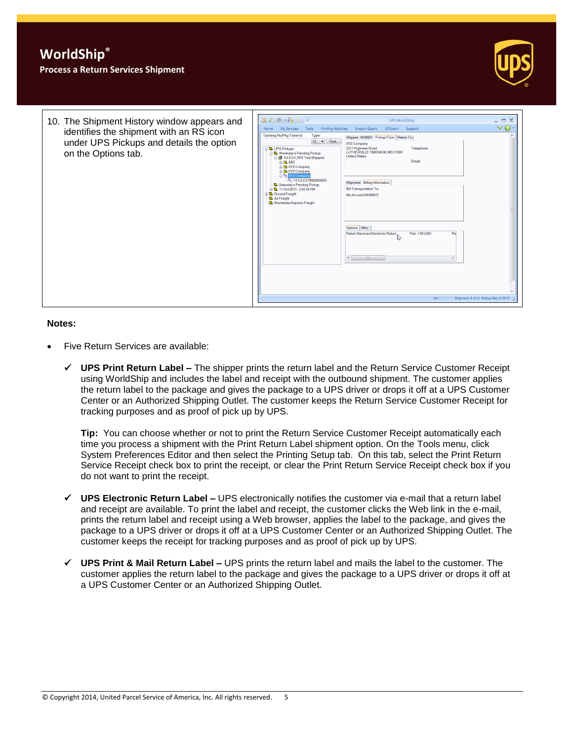| 10. The Shipment History window appears and identifies the shipment with an RS icon under UPS Pickups and details the option on the Options tab. | |
|---|---|

**Notes:**

- Five Return Services are available:
  - ✓ **UPS Print Return Label –** The shipper prints the return label and the Return Service Customer Receipt using WorldShip and includes the label and receipt with the outbound shipment. The customer applies the return label to the package and gives the package to a UPS driver or drops it off at a UPS Customer Center or an Authorized Shipping Outlet. The customer keeps the Return Service Customer Receipt for tracking purposes and as proof of pick up by UPS.

    **Tip:** You can choose whether or not to print the Return Service Customer Receipt automatically each time you process a shipment with the Print Return Label shipment option. On the Tools menu, click System Preferences Editor and then select the Printing Setup tab. On this tab, select the Print Return Service Receipt check box to print the receipt, or clear the Print Return Service Receipt check box if you do not want to print the receipt.

  - ✓ **UPS Electronic Return Label –** UPS electronically notifies the customer via e-mail that a return label and receipt are available. To print the label and receipt, the customer clicks the Web link in the e-mail, prints the return label and receipt using a Web browser, applies the label to the package, and gives the package to a UPS driver or drops it off at a UPS Customer Center or an Authorized Shipping Outlet. The customer keeps the receipt for tracking purposes and as proof of pick up by UPS.

  - ✓ **UPS Print & Mail Return Label –** UPS prints the return label and mails the label to the customer. The customer applies the return label to the package and gives the package to a UPS driver or drops it off at a UPS Customer Center or an Authorized Shipping Outlet.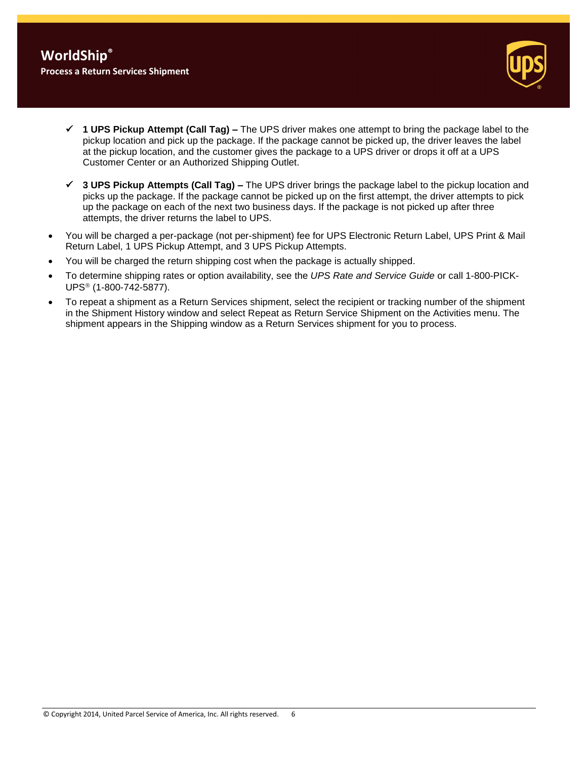- ✓ **1 UPS Pickup Attempt (Call Tag) –** The UPS driver makes one attempt to bring the package label to the pickup location and pick up the package. If the package cannot be picked up, the driver leaves the label at the pickup location, and the customer gives the package to a UPS driver or drops it off at a UPS Customer Center or an Authorized Shipping Outlet.

- ✓ **3 UPS Pickup Attempts (Call Tag) –** The UPS driver brings the package label to the pickup location and picks up the package. If the package cannot be picked up on the first attempt, the driver attempts to pick up the package on each of the next two business days. If the package is not picked up after three attempts, the driver returns the label to UPS.

- You will be charged a per-package (not per-shipment) fee for UPS Electronic Return Label, UPS Print & Mail Return Label, 1 UPS Pickup Attempt, and 3 UPS Pickup Attempts.
- You will be charged the return shipping cost when the package is actually shipped.
- To determine shipping rates or option availability, see the *UPS Rate and Service Guide* or call 1-800-PICK-UPS® (1-800-742-5877).
- To repeat a shipment as a Return Services shipment, select the recipient or tracking number of the shipment in the Shipment History window and select Repeat as Return Service Shipment on the Activities menu. The shipment appears in the Shipping window as a Return Services shipment for you to process.